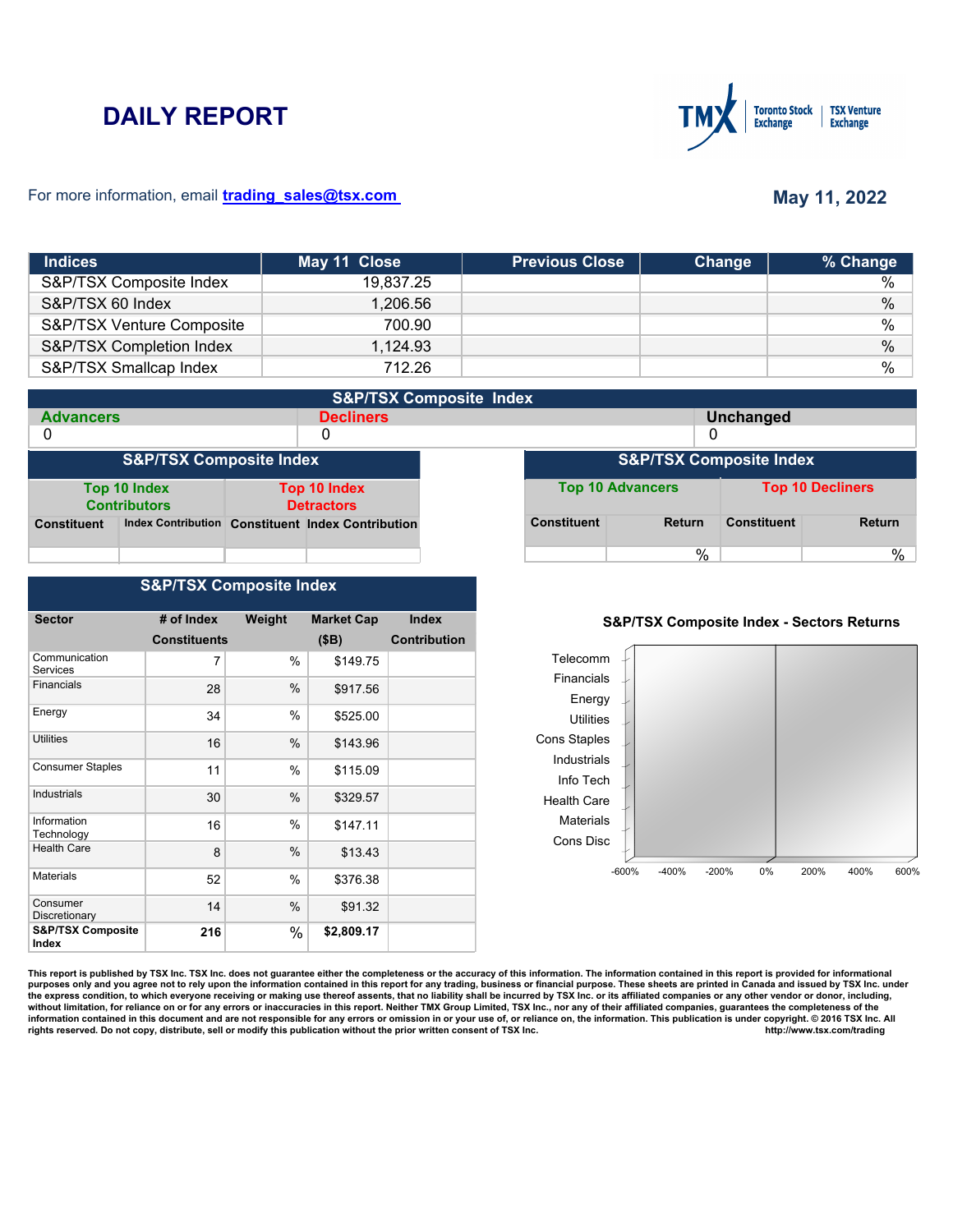# DAILY REPORT

For more information, email trading_sales@tsx.com

**May 11, 2022**

| Indices | May 11 Close | Previous Close | Change | % Change |
|---|---|---|---|---|
| S&P/TSX Composite Index | 19,837.25 | | | % |
| S&P/TSX 60 Index | 1,206.56 | | | % |
| S&P/TSX Venture Composite | 700.90 | | | % |
| S&P/TSX Completion Index | 1,124.93 | | | % |
| S&P/TSX Smallcap Index | 712.26 | | | % |

## S&P/TSX Composite Index

| Advancers | Decliners | Unchanged |
|---|---|---|
| 0 | 0 | 0 |

## S&P/TSX Composite Index

| Top 10 Index Contributors | | Top 10 Index Detractors | |
|---|---|---|---|
| Constituent | Index Contribution | Constituent | Index Contribution |
| | | | |

## S&P/TSX Composite Index

| Top 10 Advancers | | Top 10 Decliners | |
|---|---|---|---|
| Constituent | Return | Constituent | Return |
| | % | | % |

## S&P/TSX Composite Index

| Sector | # of Index Constituents | Weight | Market Cap ($B) | Index Contribution |
|---|---|---|---|---|
| Communication Services | 7 | % | $149.75 | |
| Financials | 28 | % | $917.56 | |
| Energy | 34 | % | $525.00 | |
| Utilities | 16 | % | $143.96 | |
| Consumer Staples | 11 | % | $115.09 | |
| Industrials | 30 | % | $329.57 | |
| Information Technology | 16 | % | $147.11 | |
| Health Care | 8 | % | $13.43 | |
| Materials | 52 | % | $376.38 | |
| Consumer Discretionary | 14 | % | $91.32 | |
| **S&P/TSX Composite Index** | **216** | % | **$2,809.17** | |

**S&P/TSX Composite Index - Sectors Returns**

Telecomm, Financials, Energy, Utilities, Cons Staples, Industrials, Info Tech, Health Care, Materials, Cons Disc

-600% -400% -200% 0% 200% 400% 600%

**This report is published by TSX Inc. TSX Inc. does not guarantee either the completeness or the accuracy of this information. The information contained in this report is provided for informational purposes only and you agree not to rely upon the information contained in this report for any trading, business or financial purpose. These sheets are printed in Canada and issued by TSX Inc. under the express condition, to which everyone receiving or making use thereof assents, that no liability shall be incurred by TSX Inc. or its affiliated companies or any other vendor or donor, including, without limitation, for reliance on or for any errors or inaccuracies in this report. Neither TMX Group Limited, TSX Inc., nor any of their affiliated companies, guarantees the completeness of the information contained in this document and are not responsible for any errors or omission in or your use of, or reliance on, the information. This publication is under copyright. © 2016 TSX Inc. All rights reserved. Do not copy, distribute, sell or modify this publication without the prior written consent of TSX Inc. http://www.tsx.com/trading**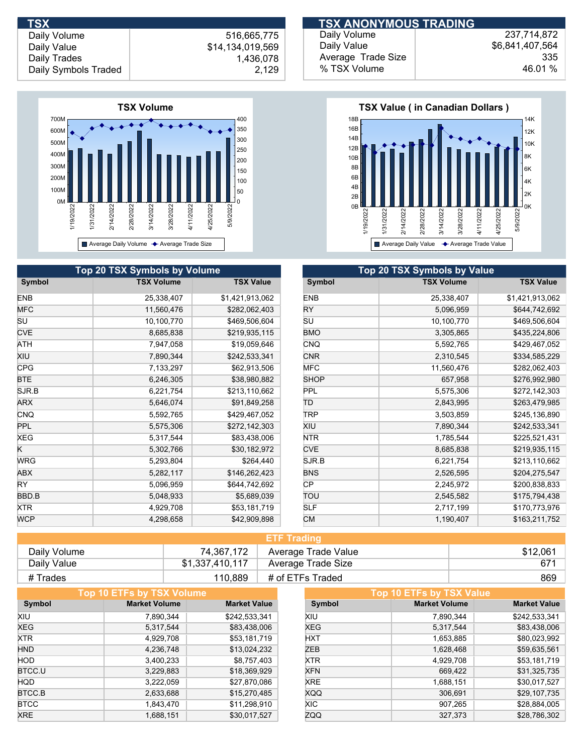## TSX

| | |
|---|---|
| Daily Volume | 516,665,775 |
| Daily Value | $14,134,019,569 |
| Daily Trades | 1,436,078 |
| Daily Symbols Traded | 2,129 |

## TSX ANONYMOUS TRADING

| | |
|---|---|
| Daily Volume | 237,714,872 |
| Daily Value | $6,841,407,564 |
| Average Trade Size | 335 |
| % TSX Volume | 46.01 % |

**TSX Volume**

**TSX Value ( in Canadian Dollars )**

## Top 20 TSX Symbols by Volume

| Symbol | TSX Volume | TSX Value |
|---|---|---|
| ENB | 25,338,407 | $1,421,913,062 |
| MFC | 11,560,476 | $282,062,403 |
| SU | 10,100,770 | $469,506,604 |
| CVE | 8,685,838 | $219,935,115 |
| ATH | 7,947,058 | $19,059,646 |
| XIU | 7,890,344 | $242,533,341 |
| CPG | 7,133,297 | $62,913,506 |
| BTE | 6,246,305 | $38,980,882 |
| SJR.B | 6,221,754 | $213,110,662 |
| ARX | 5,646,074 | $91,849,258 |
| CNQ | 5,592,765 | $429,467,052 |
| PPL | 5,575,306 | $272,142,303 |
| XEG | 5,317,544 | $83,438,006 |
| K | 5,302,766 | $30,182,972 |
| WRG | 5,293,804 | $264,440 |
| ABX | 5,282,117 | $146,262,423 |
| RY | 5,096,959 | $644,742,692 |
| BBD.B | 5,048,933 | $5,689,039 |
| XTR | 4,929,708 | $53,181,719 |
| WCP | 4,298,658 | $42,909,898 |

## Top 20 TSX Symbols by Value

| Symbol | TSX Volume | TSX Value |
|---|---|---|
| ENB | 25,338,407 | $1,421,913,062 |
| RY | 5,096,959 | $644,742,692 |
| SU | 10,100,770 | $469,506,604 |
| BMO | 3,305,865 | $435,224,806 |
| CNQ | 5,592,765 | $429,467,052 |
| CNR | 2,310,545 | $334,585,229 |
| MFC | 11,560,476 | $282,062,403 |
| SHOP | 657,958 | $276,992,980 |
| PPL | 5,575,306 | $272,142,303 |
| TD | 2,843,995 | $263,479,985 |
| TRP | 3,503,859 | $245,136,890 |
| XIU | 7,890,344 | $242,533,341 |
| NTR | 1,785,544 | $225,521,431 |
| CVE | 8,685,838 | $219,935,115 |
| SJR.B | 6,221,754 | $213,110,662 |
| BNS | 2,526,595 | $204,275,547 |
| CP | 2,245,972 | $200,838,833 |
| TOU | 2,545,582 | $175,794,438 |
| SLF | 2,717,199 | $170,773,976 |
| CM | 1,190,407 | $163,211,752 |

## ETF Trading

| | | | |
|---|---|---|---|
| Daily Volume | 74,367,172 | Average Trade Value | $12,061 |
| Daily Value | $1,337,410,117 | Average Trade Size | 671 |
| # Trades | 110,889 | # of ETFs Traded | 869 |

## Top 10 ETFs by TSX Volume

| Symbol | Market Volume | Market Value |
|---|---|---|
| XIU | 7,890,344 | $242,533,341 |
| XEG | 5,317,544 | $83,438,006 |
| XTR | 4,929,708 | $53,181,719 |
| HND | 4,236,748 | $13,024,232 |
| HOD | 3,400,233 | $8,757,403 |
| BTCC.U | 3,229,883 | $18,369,929 |
| HQD | 3,222,059 | $27,870,086 |
| BTCC.B | 2,633,688 | $15,270,485 |
| BTCC | 1,843,470 | $11,298,910 |
| XRE | 1,688,151 | $30,017,527 |

## Top 10 ETFs by TSX Value

| Symbol | Market Volume | Market Value |
|---|---|---|
| XIU | 7,890,344 | $242,533,341 |
| XEG | 5,317,544 | $83,438,006 |
| HXT | 1,653,885 | $80,023,992 |
| ZEB | 1,628,468 | $59,635,561 |
| XTR | 4,929,708 | $53,181,719 |
| XFN | 669,422 | $31,325,735 |
| XRE | 1,688,151 | $30,017,527 |
| XQQ | 306,691 | $29,107,735 |
| XIC | 907,265 | $28,884,005 |
| ZQQ | 327,373 | $28,786,302 |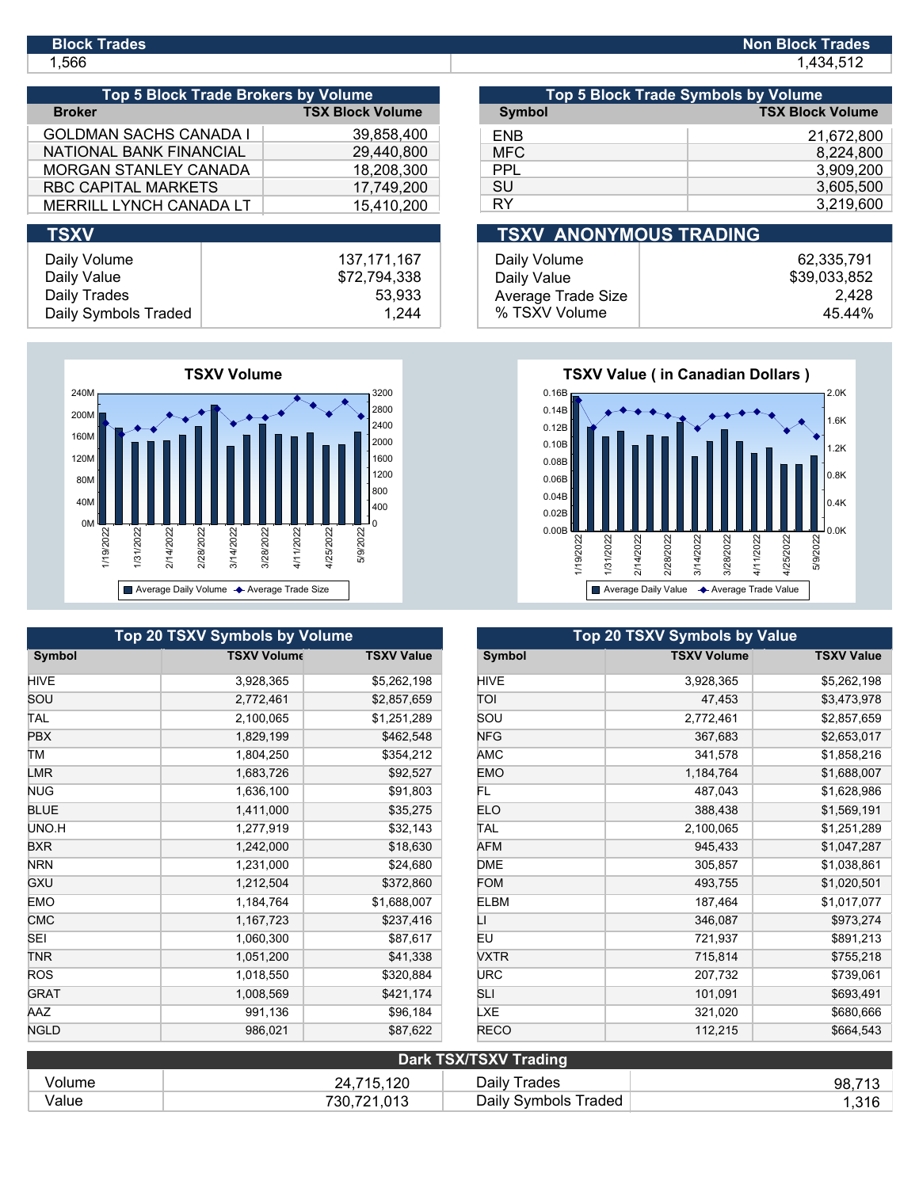| Block Trades | Non Block Trades |
|---|---|
| 1,566 | 1,434,512 |

## Top 5 Block Trade Brokers by Volume

| Broker | TSX Block Volume |
|---|---|
| GOLDMAN SACHS CANADA I | 39,858,400 |
| NATIONAL BANK FINANCIAL | 29,440,800 |
| MORGAN STANLEY CANADA | 18,208,300 |
| RBC CAPITAL MARKETS | 17,749,200 |
| MERRILL LYNCH CANADA LT | 15,410,200 |

## Top 5 Block Trade Symbols by Volume

| Symbol | TSX Block Volume |
|---|---|
| ENB | 21,672,800 |
| MFC | 8,224,800 |
| PPL | 3,909,200 |
| SU | 3,605,500 |
| RY | 3,219,600 |

## TSXV

| | |
|---|---|
| Daily Volume | 137,171,167 |
| Daily Value | $72,794,338 |
| Daily Trades | 53,933 |
| Daily Symbols Traded | 1,244 |

## TSXV ANONYMOUS TRADING

| | |
|---|---|
| Daily Volume | 62,335,791 |
| Daily Value | $39,033,852 |
| Average Trade Size | 2,428 |
| % TSXV Volume | 45.44% |

TSXV Volume

240M 200M 160M 120M 80M 40M 0M

3200 2800 2400 2000 1600 1200 800 400 0

1/19/2022 1/31/2022 2/14/2022 2/28/2022 3/14/2022 3/28/2022 4/11/2022 4/25/2022 5/9/2022

Average Daily Volume — Average Trade Size

TSXV Value ( in Canadian Dollars )

0.16B 0.14B 0.12B 0.10B 0.08B 0.06B 0.04B 0.02B 0.00B

2.0K 1.6K 1.2K 0.8K 0.4K 0.0K

1/19/2022 1/31/2022 2/14/2022 2/28/2022 3/14/2022 3/28/2022 4/11/2022 4/25/2022 5/9/2022

Average Daily Value — Average Trade Value

## Top 20 TSXV Symbols by Volume

| Symbol | TSXV Volume | TSXV Value |
|---|---|---|
| HIVE | 3,928,365 | $5,262,198 |
| SOU | 2,772,461 | $2,857,659 |
| TAL | 2,100,065 | $1,251,289 |
| PBX | 1,829,199 | $462,548 |
| TM | 1,804,250 | $354,212 |
| LMR | 1,683,726 | $92,527 |
| NUG | 1,636,100 | $91,803 |
| BLUE | 1,411,000 | $35,275 |
| UNO.H | 1,277,919 | $32,143 |
| BXR | 1,242,000 | $18,630 |
| NRN | 1,231,000 | $24,680 |
| GXU | 1,212,504 | $372,860 |
| EMO | 1,184,764 | $1,688,007 |
| CMC | 1,167,723 | $237,416 |
| SEI | 1,060,300 | $87,617 |
| TNR | 1,051,200 | $41,338 |
| ROS | 1,018,550 | $320,884 |
| GRAT | 1,008,569 | $421,174 |
| AAZ | 991,136 | $96,184 |
| NGLD | 986,021 | $87,622 |

## Top 20 TSXV Symbols by Value

| Symbol | TSXV Volume | TSXV Value |
|---|---|---|
| HIVE | 3,928,365 | $5,262,198 |
| TOI | 47,453 | $3,473,978 |
| SOU | 2,772,461 | $2,857,659 |
| NFG | 367,683 | $2,653,017 |
| AMC | 341,578 | $1,858,216 |
| EMO | 1,184,764 | $1,688,007 |
| FL | 487,043 | $1,628,986 |
| ELO | 388,438 | $1,569,191 |
| TAL | 2,100,065 | $1,251,289 |
| AFM | 945,433 | $1,047,287 |
| DME | 305,857 | $1,038,861 |
| FOM | 493,755 | $1,020,501 |
| ELBM | 187,464 | $1,017,077 |
| LI | 346,087 | $973,274 |
| EU | 721,937 | $891,213 |
| VXTR | 715,814 | $755,218 |
| URC | 207,732 | $739,061 |
| SLI | 101,091 | $693,491 |
| LXE | 321,020 | $680,666 |
| RECO | 112,215 | $664,543 |

## Dark TSX/TSXV Trading

| | | | |
|---|---|---|---|
| Volume | 24,715,120 | Daily Trades | 98,713 |
| Value | 730,721,013 | Daily Symbols Traded | 1,316 |